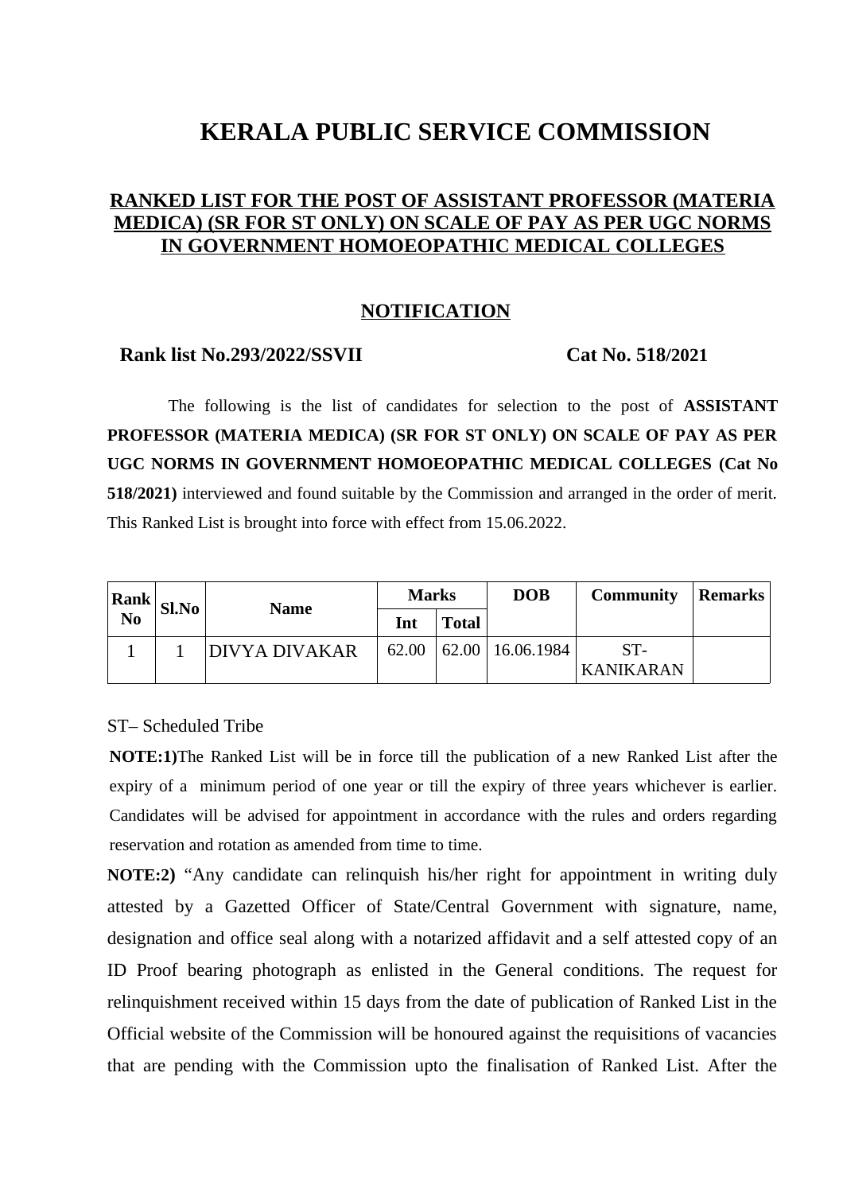# KERALA PUBLIC SERVICE COMMISSION

## RANKED LIST FOR THE POST OF ASSISTANT PROFESSOR (MATERIA MEDICA) (SR FOR ST ONLY) ON SCALE OF PAY AS PER UGC NORMS IN GOVERNMENT HOMOEOPATHIC MEDICAL COLLEGES

### NOTIFICATION

**Rank list No.293/2022/SSVII** **Cat No. 518/2021**

The following is the list of candidates for selection to the post of **ASSISTANT PROFESSOR (MATERIA MEDICA) (SR FOR ST ONLY) ON SCALE OF PAY AS PER UGC NORMS IN GOVERNMENT HOMOEOPATHIC MEDICAL COLLEGES (Cat No 518/2021)** interviewed and found suitable by the Commission and arranged in the order of merit. This Ranked List is brought into force with effect from 15.06.2022.

| Rank No | Sl.No | Name | Marks | | DOB | Community | Remarks |
|---|---|---|---|---|---|---|---|
| | | | Int | Total | | | |
| 1 | 1 | DIVYA DIVAKAR | 62.00 | 62.00 | 16.06.1984 | ST-KANIKARAN | |

ST– Scheduled Tribe

**NOTE:1)**The Ranked List will be in force till the publication of a new Ranked List after the expiry of a minimum period of one year or till the expiry of three years whichever is earlier. Candidates will be advised for appointment in accordance with the rules and orders regarding reservation and rotation as amended from time to time.

**NOTE:2)** "Any candidate can relinquish his/her right for appointment in writing duly attested by a Gazetted Officer of State/Central Government with signature, name, designation and office seal along with a notarized affidavit and a self attested copy of an ID Proof bearing photograph as enlisted in the General conditions. The request for relinquishment received within 15 days from the date of publication of Ranked List in the Official website of the Commission will be honoured against the requisitions of vacancies that are pending with the Commission upto the finalisation of Ranked List. After the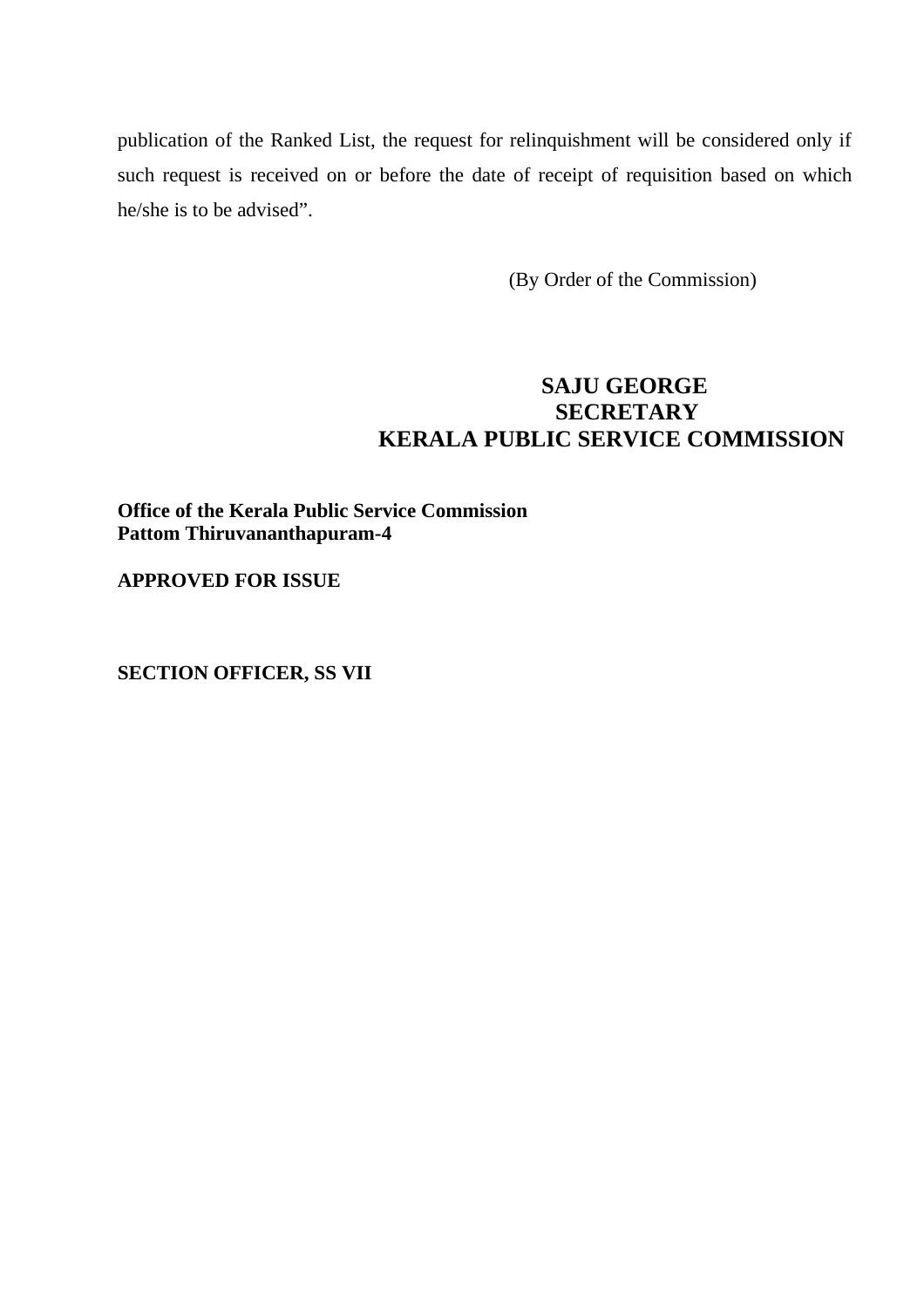publication of the Ranked List, the request for relinquishment will be considered only if such request is received on or before the date of receipt of requisition based on which he/she is to be advised".

(By Order of the Commission)

**SAJU GEORGE**
**SECRETARY**
**KERALA PUBLIC SERVICE COMMISSION**

**Office of the Kerala Public Service Commission**
**Pattom Thiruvananthapuram-4**

**APPROVED FOR ISSUE**

**SECTION OFFICER, SS VII**